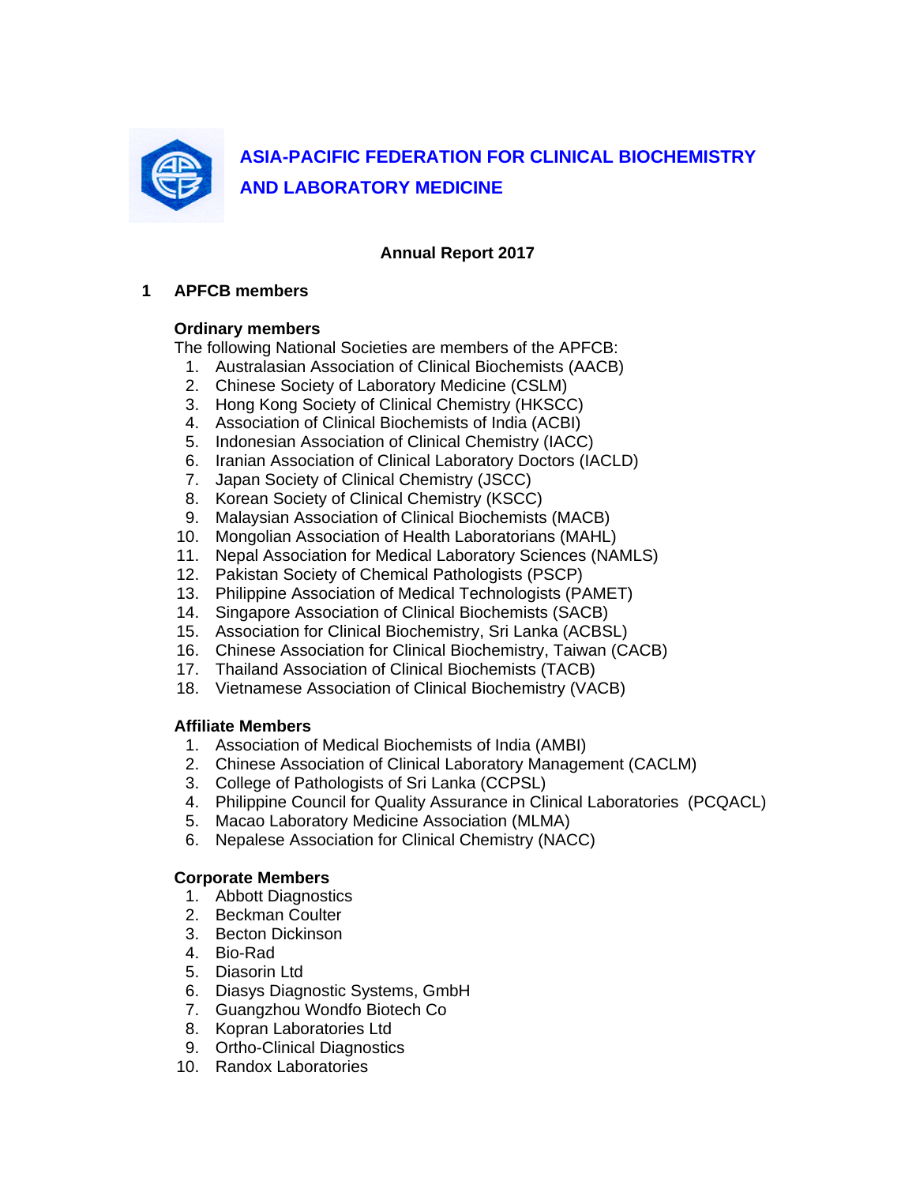# ASIA-PACIFIC FEDERATION FOR CLINICAL BIOCHEMISTRY AND LABORATORY MEDICINE

**Annual Report 2017**

## 1 APFCB members

### Ordinary members

The following National Societies are members of the APFCB:

1. Australasian Association of Clinical Biochemists (AACB)
2. Chinese Society of Laboratory Medicine (CSLM)
3. Hong Kong Society of Clinical Chemistry (HKSCC)
4. Association of Clinical Biochemists of India (ACBI)
5. Indonesian Association of Clinical Chemistry (IACC)
6. Iranian Association of Clinical Laboratory Doctors (IACLD)
7. Japan Society of Clinical Chemistry (JSCC)
8. Korean Society of Clinical Chemistry (KSCC)
9. Malaysian Association of Clinical Biochemists (MACB)
10. Mongolian Association of Health Laboratorians (MAHL)
11. Nepal Association for Medical Laboratory Sciences (NAMLS)
12. Pakistan Society of Chemical Pathologists (PSCP)
13. Philippine Association of Medical Technologists (PAMET)
14. Singapore Association of Clinical Biochemists (SACB)
15. Association for Clinical Biochemistry, Sri Lanka (ACBSL)
16. Chinese Association for Clinical Biochemistry, Taiwan (CACB)
17. Thailand Association of Clinical Biochemists (TACB)
18. Vietnamese Association of Clinical Biochemistry (VACB)

### Affiliate Members

1. Association of Medical Biochemists of India (AMBI)
2. Chinese Association of Clinical Laboratory Management (CACLM)
3. College of Pathologists of Sri Lanka (CCPSL)
4. Philippine Council for Quality Assurance in Clinical Laboratories (PCQACL)
5. Macao Laboratory Medicine Association (MLMA)
6. Nepalese Association for Clinical Chemistry (NACC)

### Corporate Members

1. Abbott Diagnostics
2. Beckman Coulter
3. Becton Dickinson
4. Bio-Rad
5. Diasorin Ltd
6. Diasys Diagnostic Systems, GmbH
7. Guangzhou Wondfo Biotech Co
8. Kopran Laboratories Ltd
9. Ortho-Clinical Diagnostics
10. Randox Laboratories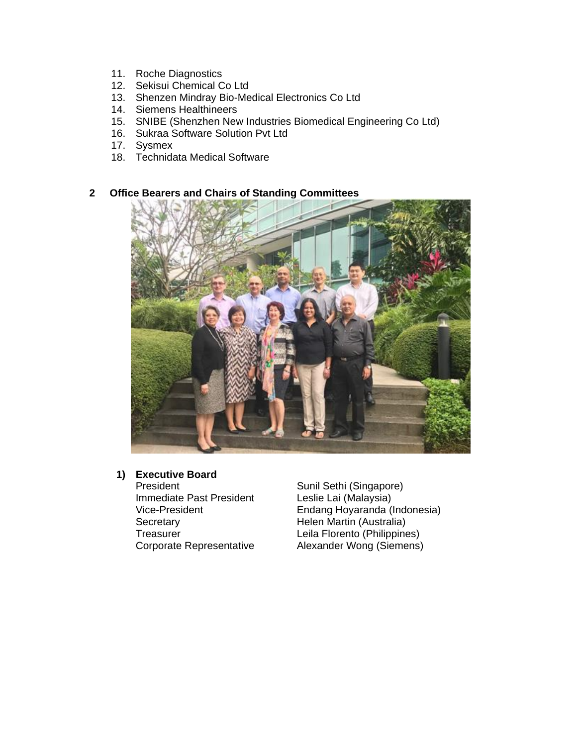11. Roche Diagnostics
12. Sekisui Chemical Co Ltd
13. Shenzen Mindray Bio-Medical Electronics Co Ltd
14. Siemens Healthineers
15. SNIBE (Shenzhen New Industries Biomedical Engineering Co Ltd)
16. Sukraa Software Solution Pvt Ltd
17. Sysmex
18. Technidata Medical Software

## 2 Office Bearers and Chairs of Standing Committees

### 1) Executive Board

| | |
|---|---|
| President | Sunil Sethi (Singapore) |
| Immediate Past President | Leslie Lai (Malaysia) |
| Vice-President | Endang Hoyaranda (Indonesia) |
| Secretary | Helen Martin (Australia) |
| Treasurer | Leila Florento (Philippines) |
| Corporate Representative | Alexander Wong (Siemens) |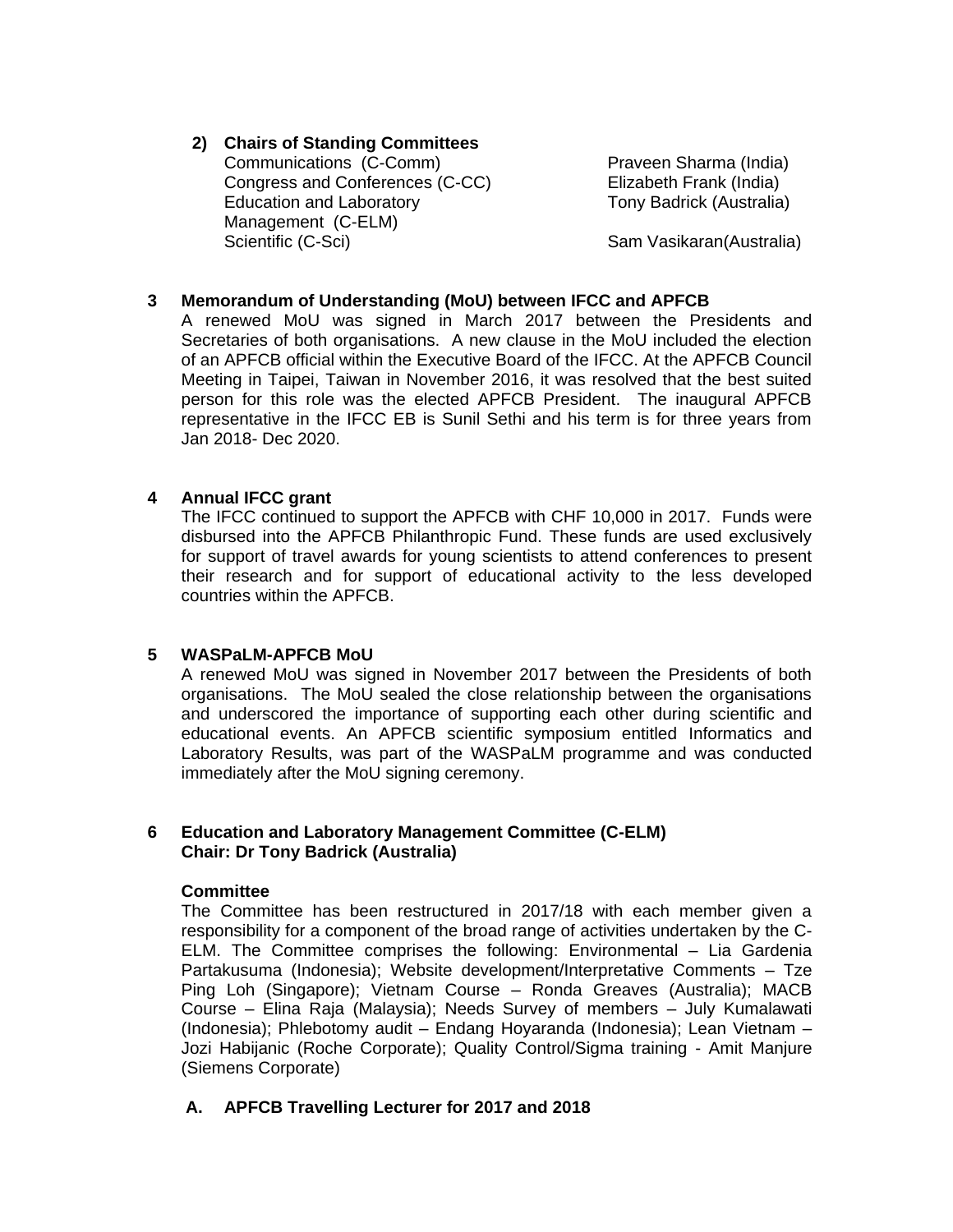### 2) Chairs of Standing Committees

| | |
|---|---|
| Communications (C-Comm) | Praveen Sharma (India) |
| Congress and Conferences (C-CC) | Elizabeth Frank (India) |
| Education and Laboratory Management (C-ELM) | Tony Badrick (Australia) |
| Scientific (C-Sci) | Sam Vasikaran(Australia) |

## 3 Memorandum of Understanding (MoU) between IFCC and APFCB

A renewed MoU was signed in March 2017 between the Presidents and Secretaries of both organisations. A new clause in the MoU included the election of an APFCB official within the Executive Board of the IFCC. At the APFCB Council Meeting in Taipei, Taiwan in November 2016, it was resolved that the best suited person for this role was the elected APFCB President. The inaugural APFCB representative in the IFCC EB is Sunil Sethi and his term is for three years from Jan 2018- Dec 2020.

## 4 Annual IFCC grant

The IFCC continued to support the APFCB with CHF 10,000 in 2017. Funds were disbursed into the APFCB Philanthropic Fund. These funds are used exclusively for support of travel awards for young scientists to attend conferences to present their research and for support of educational activity to the less developed countries within the APFCB.

## 5 WASPaLM-APFCB MoU

A renewed MoU was signed in November 2017 between the Presidents of both organisations. The MoU sealed the close relationship between the organisations and underscored the importance of supporting each other during scientific and educational events. An APFCB scientific symposium entitled Informatics and Laboratory Results, was part of the WASPaLM programme and was conducted immediately after the MoU signing ceremony.

## 6 Education and Laboratory Management Committee (C-ELM)
**Chair: Dr Tony Badrick (Australia)**

### Committee

The Committee has been restructured in 2017/18 with each member given a responsibility for a component of the broad range of activities undertaken by the C-ELM. The Committee comprises the following: Environmental – Lia Gardenia Partakusuma (Indonesia); Website development/Interpretative Comments – Tze Ping Loh (Singapore); Vietnam Course – Ronda Greaves (Australia); MACB Course – Elina Raja (Malaysia); Needs Survey of members – July Kumalawati (Indonesia); Phlebotomy audit – Endang Hoyaranda (Indonesia); Lean Vietnam – Jozi Habijanic (Roche Corporate); Quality Control/Sigma training - Amit Manjure (Siemens Corporate)

### A. APFCB Travelling Lecturer for 2017 and 2018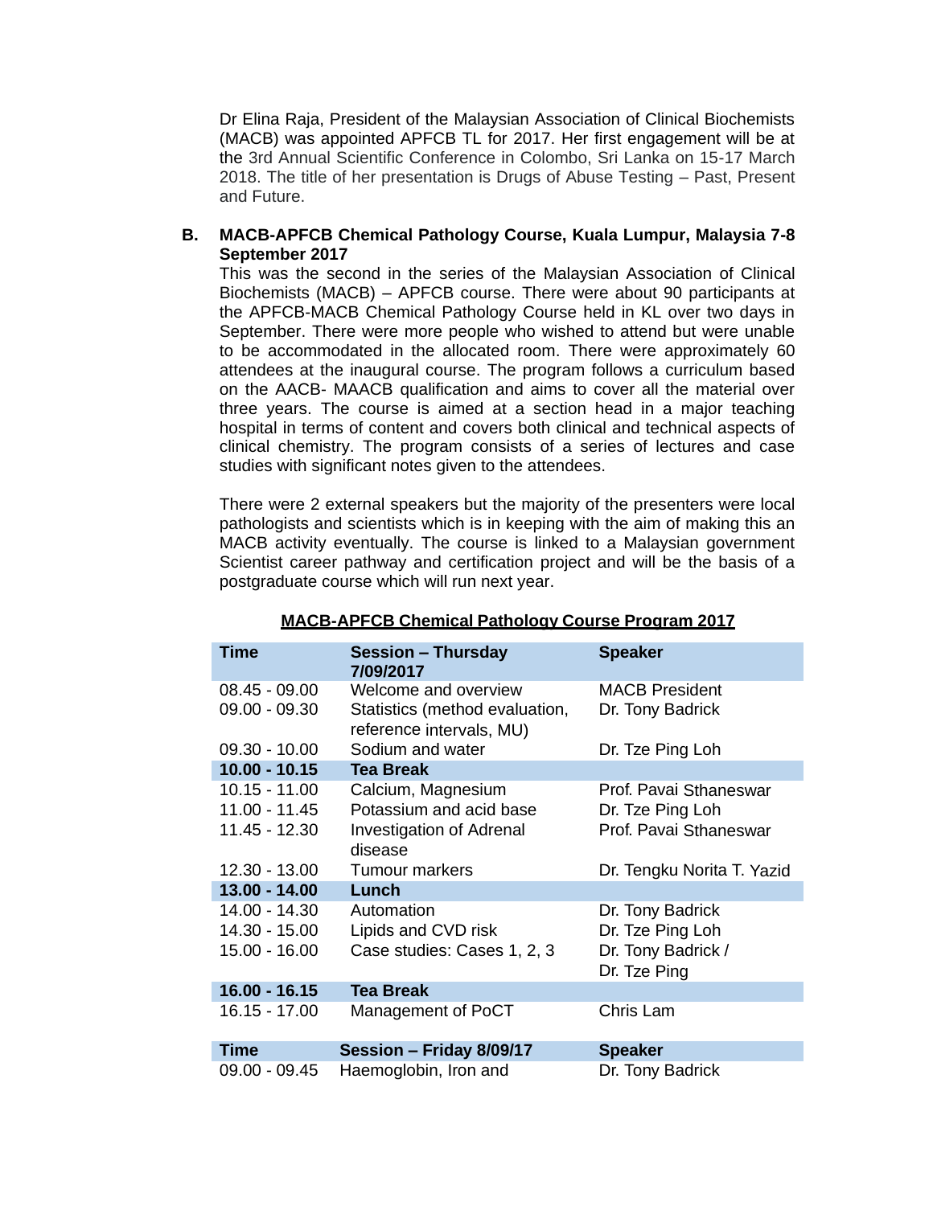Dr Elina Raja, President of the Malaysian Association of Clinical Biochemists (MACB) was appointed APFCB TL for 2017. Her first engagement will be at the 3rd Annual Scientific Conference in Colombo, Sri Lanka on 15-17 March 2018. The title of her presentation is Drugs of Abuse Testing – Past, Present and Future.

**B. MACB-APFCB Chemical Pathology Course, Kuala Lumpur, Malaysia 7-8 September 2017**

This was the second in the series of the Malaysian Association of Clinical Biochemists (MACB) – APFCB course. There were about 90 participants at the APFCB-MACB Chemical Pathology Course held in KL over two days in September. There were more people who wished to attend but were unable to be accommodated in the allocated room. There were approximately 60 attendees at the inaugural course. The program follows a curriculum based on the AACB- MAACB qualification and aims to cover all the material over three years. The course is aimed at a section head in a major teaching hospital in terms of content and covers both clinical and technical aspects of clinical chemistry. The program consists of a series of lectures and case studies with significant notes given to the attendees.

There were 2 external speakers but the majority of the presenters were local pathologists and scientists which is in keeping with the aim of making this an MACB activity eventually. The course is linked to a Malaysian government Scientist career pathway and certification project and will be the basis of a postgraduate course which will run next year.

**MACB-APFCB Chemical Pathology Course Program 2017**

| Time | Session – Thursday 7/09/2017 | Speaker |
|---|---|---|
| 08.45 - 09.00 | Welcome and overview | MACB President |
| 09.00 - 09.30 | Statistics (method evaluation, reference intervals, MU) | Dr. Tony Badrick |
| 09.30 - 10.00 | Sodium and water | Dr. Tze Ping Loh |
| **10.00 - 10.15** | **Tea Break** | |
| 10.15 - 11.00 | Calcium, Magnesium | Prof. Pavai Sthaneswar |
| 11.00 - 11.45 | Potassium and acid base | Dr. Tze Ping Loh |
| 11.45 - 12.30 | Investigation of Adrenal disease | Prof. Pavai Sthaneswar |
| 12.30 - 13.00 | Tumour markers | Dr. Tengku Norita T. Yazid |
| **13.00 - 14.00** | **Lunch** | |
| 14.00 - 14.30 | Automation | Dr. Tony Badrick |
| 14.30 - 15.00 | Lipids and CVD risk | Dr. Tze Ping Loh |
| 15.00 - 16.00 | Case studies: Cases 1, 2, 3 | Dr. Tony Badrick / Dr. Tze Ping |
| **16.00 - 16.15** | **Tea Break** | |
| 16.15 - 17.00 | Management of PoCT | Chris Lam |

| Time | Session – Friday 8/09/17 | Speaker |
|---|---|---|
| 09.00 - 09.45 | Haemoglobin, Iron and | Dr. Tony Badrick |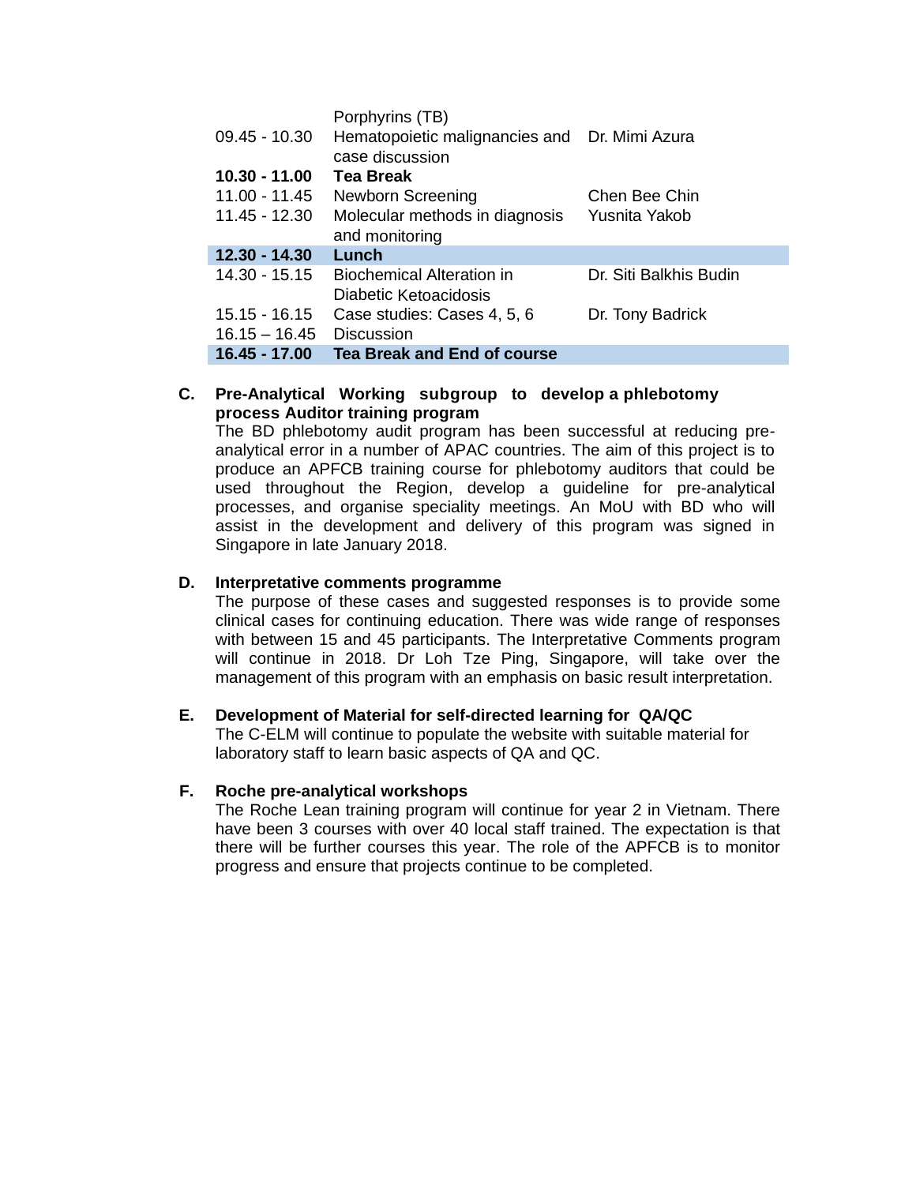| | | |
|---|---|---|
| | Porphyrins (TB) | |
| 09.45 - 10.30 | Hematopoietic malignancies and case discussion | Dr. Mimi Azura |
| **10.30 - 11.00** | **Tea Break** | |
| 11.00 - 11.45 | Newborn Screening | Chen Bee Chin |
| 11.45 - 12.30 | Molecular methods in diagnosis and monitoring | Yusnita Yakob |
| **12.30 - 14.30** | **Lunch** | |
| 14.30 - 15.15 | Biochemical Alteration in Diabetic Ketoacidosis | Dr. Siti Balkhis Budin |
| 15.15 - 16.15 | Case studies: Cases 4, 5, 6 | Dr. Tony Badrick |
| 16.15 – 16.45 | Discussion | |
| **16.45 - 17.00** | **Tea Break and End of course** | |

**C. Pre-Analytical Working subgroup to develop a phlebotomy process Auditor training program**

The BD phlebotomy audit program has been successful at reducing pre-analytical error in a number of APAC countries. The aim of this project is to produce an APFCB training course for phlebotomy auditors that could be used throughout the Region, develop a guideline for pre-analytical processes, and organise speciality meetings. An MoU with BD who will assist in the development and delivery of this program was signed in Singapore in late January 2018.

**D. Interpretative comments programme**

The purpose of these cases and suggested responses is to provide some clinical cases for continuing education. There was wide range of responses with between 15 and 45 participants. The Interpretative Comments program will continue in 2018. Dr Loh Tze Ping, Singapore, will take over the management of this program with an emphasis on basic result interpretation.

**E. Development of Material for self-directed learning for QA/QC**

The C-ELM will continue to populate the website with suitable material for laboratory staff to learn basic aspects of QA and QC.

**F. Roche pre-analytical workshops**

The Roche Lean training program will continue for year 2 in Vietnam. There have been 3 courses with over 40 local staff trained. The expectation is that there will be further courses this year. The role of the APFCB is to monitor progress and ensure that projects continue to be completed.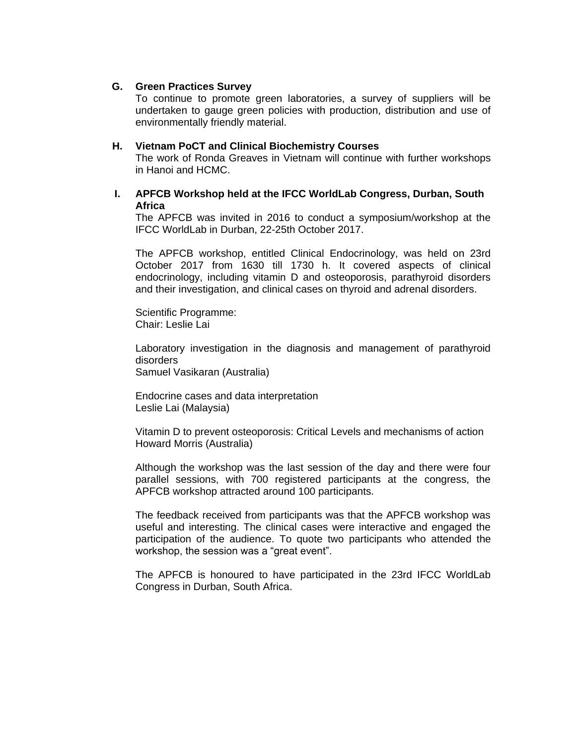**G. Green Practices Survey**

To continue to promote green laboratories, a survey of suppliers will be undertaken to gauge green policies with production, distribution and use of environmentally friendly material.

**H. Vietnam PoCT and Clinical Biochemistry Courses**

The work of Ronda Greaves in Vietnam will continue with further workshops in Hanoi and HCMC.

**I. APFCB Workshop held at the IFCC WorldLab Congress, Durban, South Africa**

The APFCB was invited in 2016 to conduct a symposium/workshop at the IFCC WorldLab in Durban, 22-25th October 2017.

The APFCB workshop, entitled Clinical Endocrinology, was held on 23rd October 2017 from 1630 till 1730 h. It covered aspects of clinical endocrinology, including vitamin D and osteoporosis, parathyroid disorders and their investigation, and clinical cases on thyroid and adrenal disorders.

Scientific Programme:
Chair: Leslie Lai

Laboratory investigation in the diagnosis and management of parathyroid disorders
Samuel Vasikaran (Australia)

Endocrine cases and data interpretation
Leslie Lai (Malaysia)

Vitamin D to prevent osteoporosis: Critical Levels and mechanisms of action
Howard Morris (Australia)

Although the workshop was the last session of the day and there were four parallel sessions, with 700 registered participants at the congress, the APFCB workshop attracted around 100 participants.

The feedback received from participants was that the APFCB workshop was useful and interesting. The clinical cases were interactive and engaged the participation of the audience. To quote two participants who attended the workshop, the session was a “great event”.

The APFCB is honoured to have participated in the 23rd IFCC WorldLab Congress in Durban, South Africa.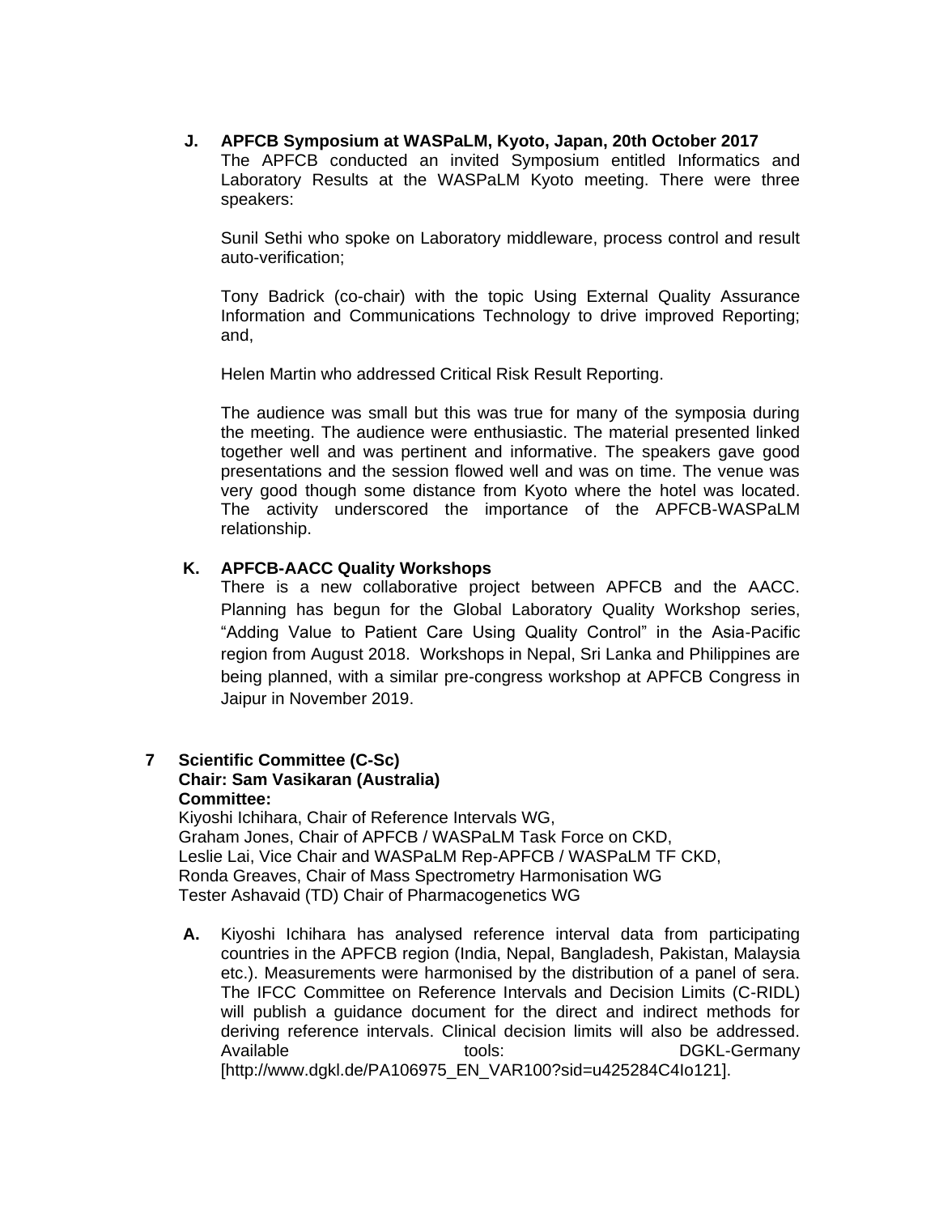**J. APFCB Symposium at WASPaLM, Kyoto, Japan, 20th October 2017**

The APFCB conducted an invited Symposium entitled Informatics and Laboratory Results at the WASPaLM Kyoto meeting. There were three speakers:

Sunil Sethi who spoke on Laboratory middleware, process control and result auto-verification;

Tony Badrick (co-chair) with the topic Using External Quality Assurance Information and Communications Technology to drive improved Reporting; and,

Helen Martin who addressed Critical Risk Result Reporting.

The audience was small but this was true for many of the symposia during the meeting. The audience were enthusiastic. The material presented linked together well and was pertinent and informative. The speakers gave good presentations and the session flowed well and was on time. The venue was very good though some distance from Kyoto where the hotel was located. The activity underscored the importance of the APFCB-WASPaLM relationship.

**K. APFCB-AACC Quality Workshops**

There is a new collaborative project between APFCB and the AACC. Planning has begun for the Global Laboratory Quality Workshop series, "Adding Value to Patient Care Using Quality Control" in the Asia-Pacific region from August 2018. Workshops in Nepal, Sri Lanka and Philippines are being planned, with a similar pre-congress workshop at APFCB Congress in Jaipur in November 2019.

## 7 Scientific Committee (C-Sc)

**Chair: Sam Vasikaran (Australia)**

**Committee:**

Kiyoshi Ichihara, Chair of Reference Intervals WG,
Graham Jones, Chair of APFCB / WASPaLM Task Force on CKD,
Leslie Lai, Vice Chair and WASPaLM Rep-APFCB / WASPaLM TF CKD,
Ronda Greaves, Chair of Mass Spectrometry Harmonisation WG
Tester Ashavaid (TD) Chair of Pharmacogenetics WG

**A.** Kiyoshi Ichihara has analysed reference interval data from participating countries in the APFCB region (India, Nepal, Bangladesh, Pakistan, Malaysia etc.). Measurements were harmonised by the distribution of a panel of sera. The IFCC Committee on Reference Intervals and Decision Limits (C-RIDL) will publish a guidance document for the direct and indirect methods for deriving reference intervals. Clinical decision limits will also be addressed. Available tools: DGKL-Germany [http://www.dgkl.de/PA106975_EN_VAR100?sid=u425284C4Io121].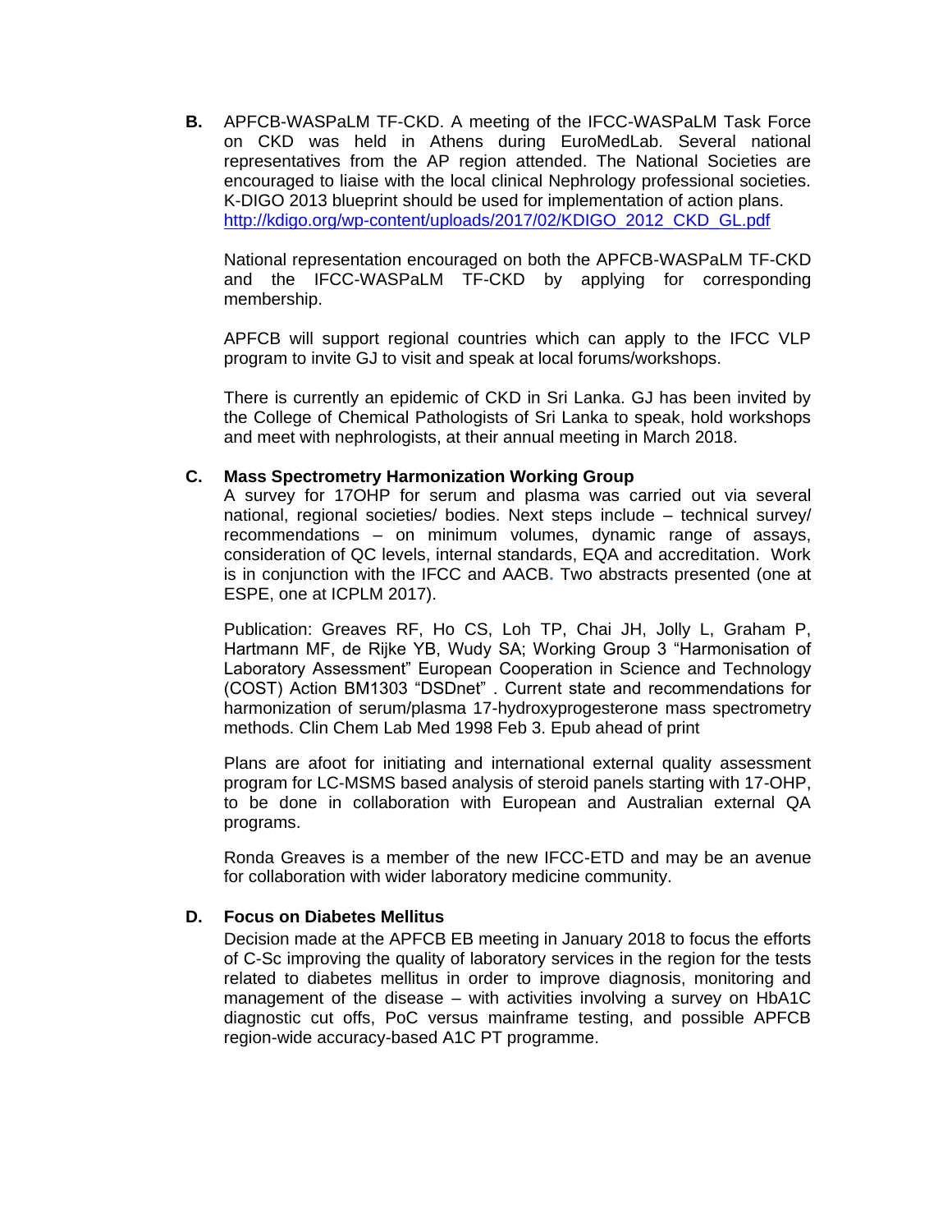**B.** APFCB-WASPaLM TF-CKD. A meeting of the IFCC-WASPaLM Task Force on CKD was held in Athens during EuroMedLab. Several national representatives from the AP region attended. The National Societies are encouraged to liaise with the local clinical Nephrology professional societies. K-DIGO 2013 blueprint should be used for implementation of action plans. [http://kdigo.org/wp-content/uploads/2017/02/KDIGO_2012_CKD_GL.pdf](http://kdigo.org/wp-content/uploads/2017/02/KDIGO_2012_CKD_GL.pdf)

National representation encouraged on both the APFCB-WASPaLM TF-CKD and the IFCC-WASPaLM TF-CKD by applying for corresponding membership.

APFCB will support regional countries which can apply to the IFCC VLP program to invite GJ to visit and speak at local forums/workshops.

There is currently an epidemic of CKD in Sri Lanka. GJ has been invited by the College of Chemical Pathologists of Sri Lanka to speak, hold workshops and meet with nephrologists, at their annual meeting in March 2018.

**C. Mass Spectrometry Harmonization Working Group**

A survey for 17OHP for serum and plasma was carried out via several national, regional societies/ bodies. Next steps include – technical survey/ recommendations – on minimum volumes, dynamic range of assays, consideration of QC levels, internal standards, EQA and accreditation. Work is in conjunction with the IFCC and AACB. Two abstracts presented (one at ESPE, one at ICPLM 2017).

Publication: Greaves RF, Ho CS, Loh TP, Chai JH, Jolly L, Graham P, Hartmann MF, de Rijke YB, Wudy SA; Working Group 3 "Harmonisation of Laboratory Assessment" European Cooperation in Science and Technology (COST) Action BM1303 "DSDnet" . Current state and recommendations for harmonization of serum/plasma 17-hydroxyprogesterone mass spectrometry methods. Clin Chem Lab Med 1998 Feb 3. Epub ahead of print

Plans are afoot for initiating and international external quality assessment program for LC-MSMS based analysis of steroid panels starting with 17-OHP, to be done in collaboration with European and Australian external QA programs.

Ronda Greaves is a member of the new IFCC-ETD and may be an avenue for collaboration with wider laboratory medicine community.

**D. Focus on Diabetes Mellitus**

Decision made at the APFCB EB meeting in January 2018 to focus the efforts of C-Sc improving the quality of laboratory services in the region for the tests related to diabetes mellitus in order to improve diagnosis, monitoring and management of the disease – with activities involving a survey on HbA1C diagnostic cut offs, PoC versus mainframe testing, and possible APFCB region-wide accuracy-based A1C PT programme.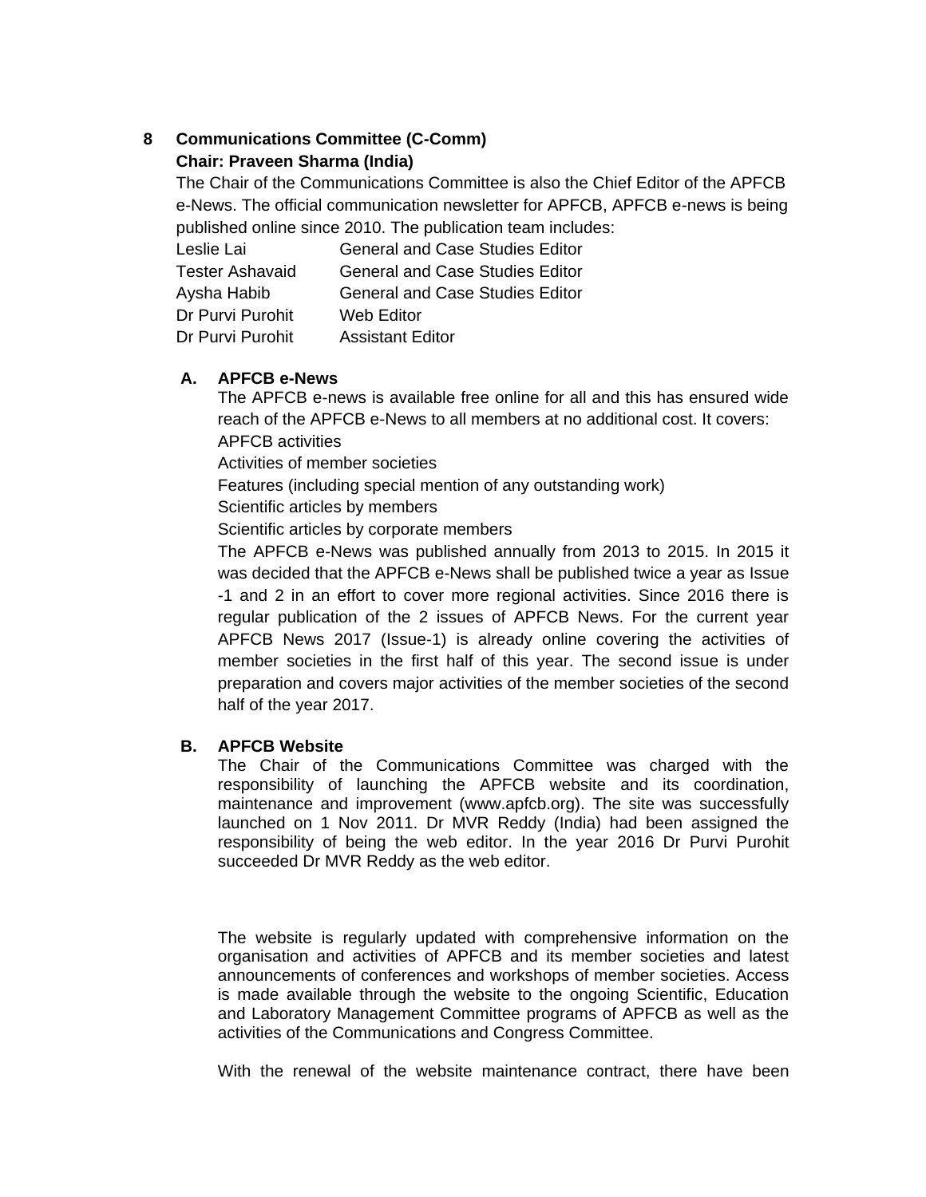## 8 Communications Committee (C-Comm)

**Chair: Praveen Sharma (India)**

The Chair of the Communications Committee is also the Chief Editor of the APFCB e-News. The official communication newsletter for APFCB, APFCB e-news is being published online since 2010. The publication team includes:

| | |
|---|---|
| Leslie Lai | General and Case Studies Editor |
| Tester Ashavaid | General and Case Studies Editor |
| Aysha Habib | General and Case Studies Editor |
| Dr Purvi Purohit | Web Editor |
| Dr Purvi Purohit | Assistant Editor |

### A. APFCB e-News

The APFCB e-news is available free online for all and this has ensured wide reach of the APFCB e-News to all members at no additional cost. It covers:

APFCB activities

Activities of member societies

Features (including special mention of any outstanding work)

Scientific articles by members

Scientific articles by corporate members

The APFCB e-News was published annually from 2013 to 2015. In 2015 it was decided that the APFCB e-News shall be published twice a year as Issue -1 and 2 in an effort to cover more regional activities. Since 2016 there is regular publication of the 2 issues of APFCB News. For the current year APFCB News 2017 (Issue-1) is already online covering the activities of member societies in the first half of this year. The second issue is under preparation and covers major activities of the member societies of the second half of the year 2017.

### B. APFCB Website

The Chair of the Communications Committee was charged with the responsibility of launching the APFCB website and its coordination, maintenance and improvement (www.apfcb.org). The site was successfully launched on 1 Nov 2011. Dr MVR Reddy (India) had been assigned the responsibility of being the web editor. In the year 2016 Dr Purvi Purohit succeeded Dr MVR Reddy as the web editor.

The website is regularly updated with comprehensive information on the organisation and activities of APFCB and its member societies and latest announcements of conferences and workshops of member societies. Access is made available through the website to the ongoing Scientific, Education and Laboratory Management Committee programs of APFCB as well as the activities of the Communications and Congress Committee.

With the renewal of the website maintenance contract, there have been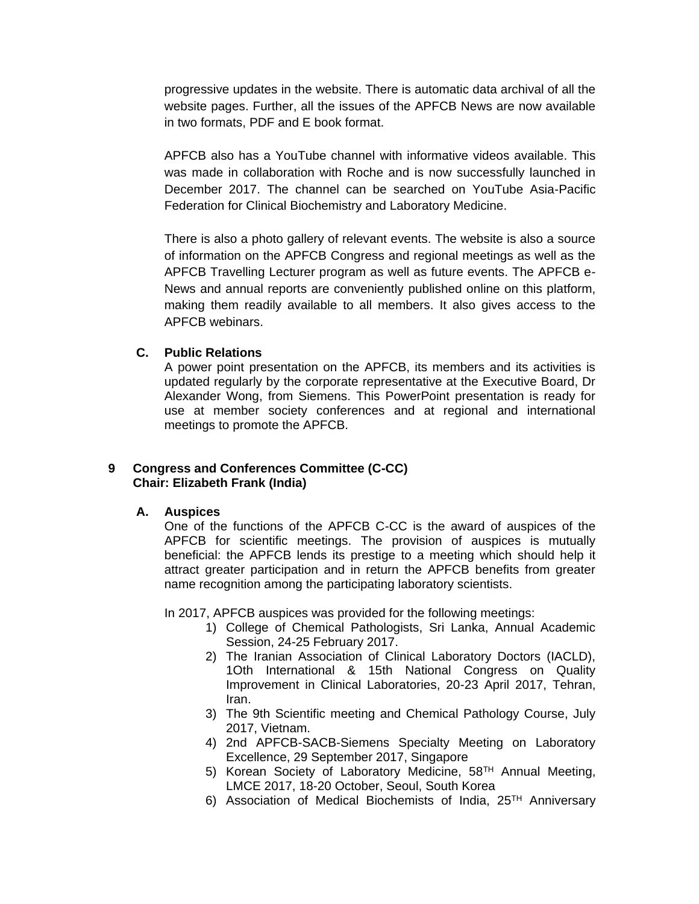progressive updates in the website. There is automatic data archival of all the website pages. Further, all the issues of the APFCB News are now available in two formats, PDF and E book format.

APFCB also has a YouTube channel with informative videos available. This was made in collaboration with Roche and is now successfully launched in December 2017. The channel can be searched on YouTube Asia-Pacific Federation for Clinical Biochemistry and Laboratory Medicine.

There is also a photo gallery of relevant events. The website is also a source of information on the APFCB Congress and regional meetings as well as the APFCB Travelling Lecturer program as well as future events. The APFCB e-News and annual reports are conveniently published online on this platform, making them readily available to all members. It also gives access to the APFCB webinars.

**C. Public Relations**

A power point presentation on the APFCB, its members and its activities is updated regularly by the corporate representative at the Executive Board, Dr Alexander Wong, from Siemens. This PowerPoint presentation is ready for use at member society conferences and at regional and international meetings to promote the APFCB.

## 9 Congress and Conferences Committee (C-CC)
**Chair: Elizabeth Frank (India)**

**A. Auspices**

One of the functions of the APFCB C-CC is the award of auspices of the APFCB for scientific meetings. The provision of auspices is mutually beneficial: the APFCB lends its prestige to a meeting which should help it attract greater participation and in return the APFCB benefits from greater name recognition among the participating laboratory scientists.

In 2017, APFCB auspices was provided for the following meetings:

1) College of Chemical Pathologists, Sri Lanka, Annual Academic Session, 24-25 February 2017.
2) The Iranian Association of Clinical Laboratory Doctors (IACLD), 1Oth International & 15th National Congress on Quality Improvement in Clinical Laboratories, 20-23 April 2017, Tehran, Iran.
3) The 9th Scientific meeting and Chemical Pathology Course, July 2017, Vietnam.
4) 2nd APFCB-SACB-Siemens Specialty Meeting on Laboratory Excellence, 29 September 2017, Singapore
5) Korean Society of Laboratory Medicine, 58TH Annual Meeting, LMCE 2017, 18-20 October, Seoul, South Korea
6) Association of Medical Biochemists of India, 25TH Anniversary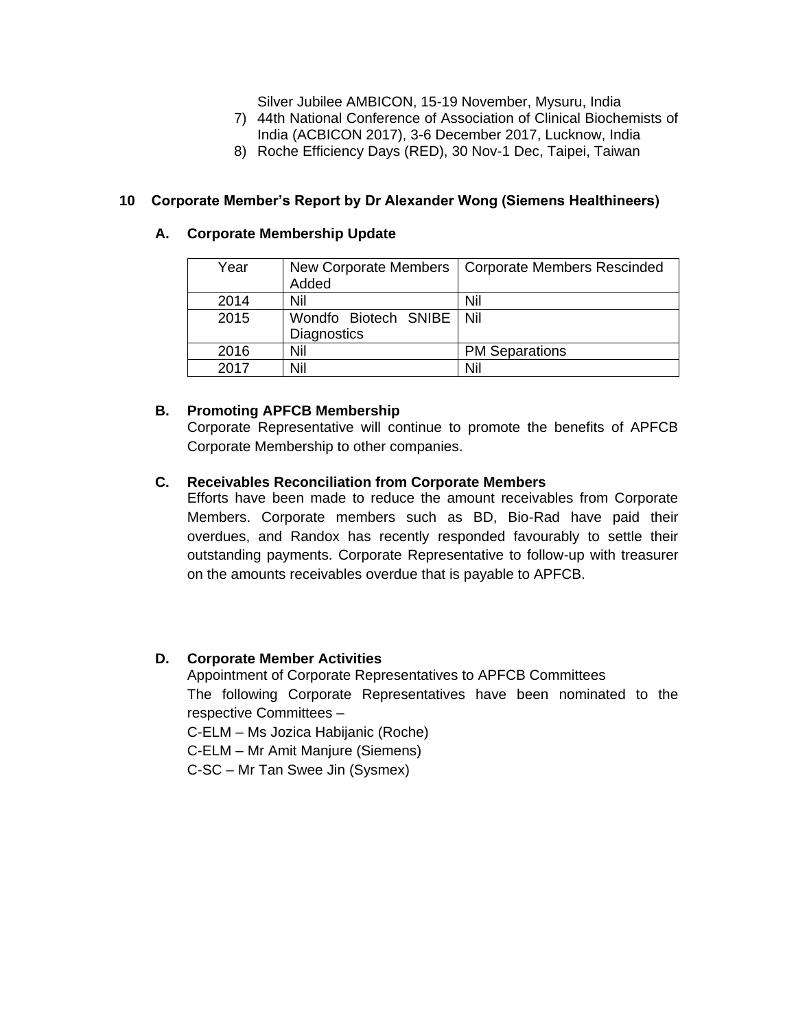Silver Jubilee AMBICON, 15-19 November, Mysuru, India

7) 44th National Conference of Association of Clinical Biochemists of India (ACBICON 2017), 3-6 December 2017, Lucknow, India
8) Roche Efficiency Days (RED), 30 Nov-1 Dec, Taipei, Taiwan

## 10 Corporate Member's Report by Dr Alexander Wong (Siemens Healthineers)

### A. Corporate Membership Update

| Year | New Corporate Members Added | Corporate Members Rescinded |
|---|---|---|
| 2014 | Nil | Nil |
| 2015 | Wondfo Biotech SNIBE Diagnostics | Nil |
| 2016 | Nil | PM Separations |
| 2017 | Nil | Nil |

### B. Promoting APFCB Membership

Corporate Representative will continue to promote the benefits of APFCB Corporate Membership to other companies.

### C. Receivables Reconciliation from Corporate Members

Efforts have been made to reduce the amount receivables from Corporate Members. Corporate members such as BD, Bio-Rad have paid their overdues, and Randox has recently responded favourably to settle their outstanding payments. Corporate Representative to follow-up with treasurer on the amounts receivables overdue that is payable to APFCB.

### D. Corporate Member Activities

Appointment of Corporate Representatives to APFCB Committees

The following Corporate Representatives have been nominated to the respective Committees –

C-ELM – Ms Jozica Habijanic (Roche)

C-ELM – Mr Amit Manjure (Siemens)

C-SC – Mr Tan Swee Jin (Sysmex)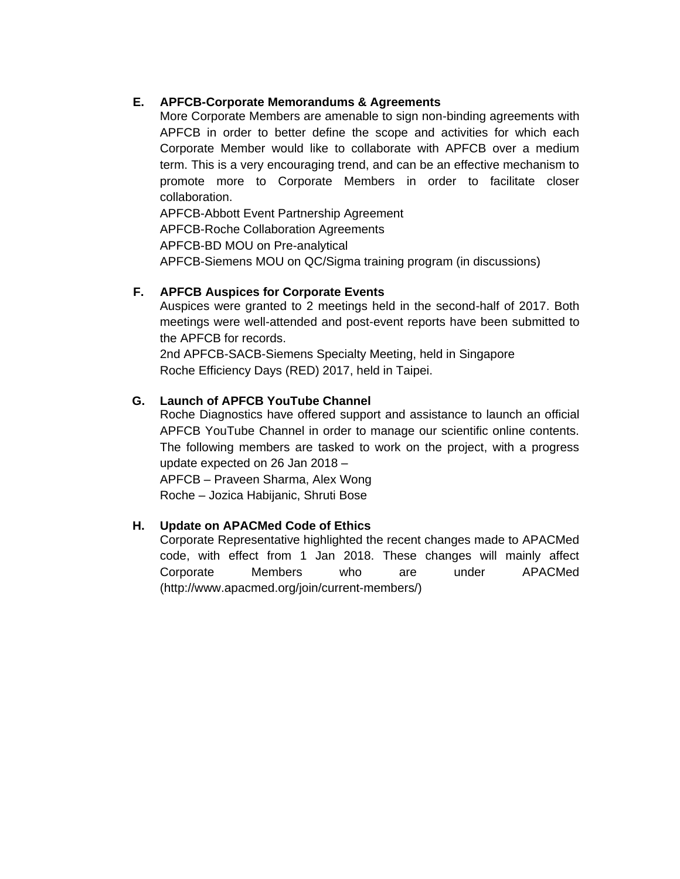**E. APFCB-Corporate Memorandums & Agreements**

More Corporate Members are amenable to sign non-binding agreements with APFCB in order to better define the scope and activities for which each Corporate Member would like to collaborate with APFCB over a medium term. This is a very encouraging trend, and can be an effective mechanism to promote more to Corporate Members in order to facilitate closer collaboration.

APFCB-Abbott Event Partnership Agreement
APFCB-Roche Collaboration Agreements
APFCB-BD MOU on Pre-analytical
APFCB-Siemens MOU on QC/Sigma training program (in discussions)

**F. APFCB Auspices for Corporate Events**

Auspices were granted to 2 meetings held in the second-half of 2017. Both meetings were well-attended and post-event reports have been submitted to the APFCB for records.

2nd APFCB-SACB-Siemens Specialty Meeting, held in Singapore
Roche Efficiency Days (RED) 2017, held in Taipei.

**G. Launch of APFCB YouTube Channel**

Roche Diagnostics have offered support and assistance to launch an official APFCB YouTube Channel in order to manage our scientific online contents. The following members are tasked to work on the project, with a progress update expected on 26 Jan 2018 –

APFCB – Praveen Sharma, Alex Wong
Roche – Jozica Habijanic, Shruti Bose

**H. Update on APACMed Code of Ethics**

Corporate Representative highlighted the recent changes made to APACMed code, with effect from 1 Jan 2018. These changes will mainly affect Corporate Members who are under APACMed (http://www.apacmed.org/join/current-members/)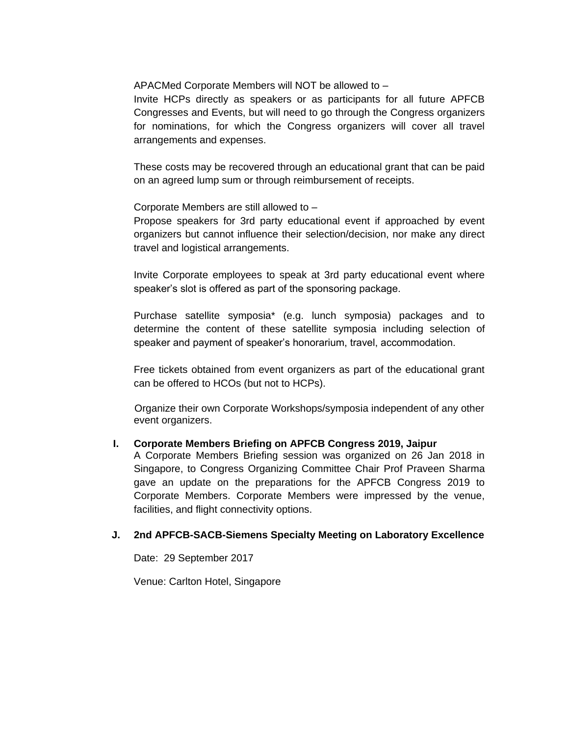APACMed Corporate Members will NOT be allowed to –

Invite HCPs directly as speakers or as participants for all future APFCB Congresses and Events, but will need to go through the Congress organizers for nominations, for which the Congress organizers will cover all travel arrangements and expenses.

These costs may be recovered through an educational grant that can be paid on an agreed lump sum or through reimbursement of receipts.

Corporate Members are still allowed to –

Propose speakers for 3rd party educational event if approached by event organizers but cannot influence their selection/decision, nor make any direct travel and logistical arrangements.

Invite Corporate employees to speak at 3rd party educational event where speaker's slot is offered as part of the sponsoring package.

Purchase satellite symposia* (e.g. lunch symposia) packages and to determine the content of these satellite symposia including selection of speaker and payment of speaker's honorarium, travel, accommodation.

Free tickets obtained from event organizers as part of the educational grant can be offered to HCOs (but not to HCPs).

Organize their own Corporate Workshops/symposia independent of any other event organizers.

**I. Corporate Members Briefing on APFCB Congress 2019, Jaipur**

A Corporate Members Briefing session was organized on 26 Jan 2018 in Singapore, to Congress Organizing Committee Chair Prof Praveen Sharma gave an update on the preparations for the APFCB Congress 2019 to Corporate Members. Corporate Members were impressed by the venue, facilities, and flight connectivity options.

**J. 2nd APFCB-SACB-Siemens Specialty Meeting on Laboratory Excellence**

Date: 29 September 2017

Venue: Carlton Hotel, Singapore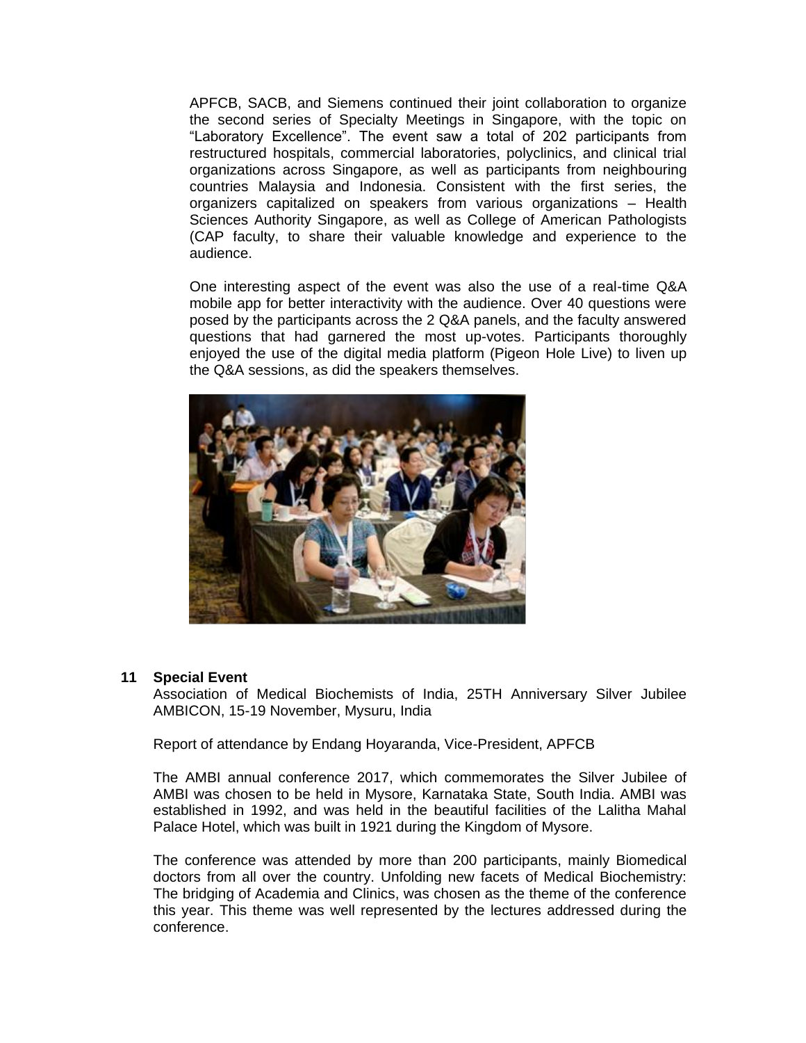APFCB, SACB, and Siemens continued their joint collaboration to organize the second series of Specialty Meetings in Singapore, with the topic on "Laboratory Excellence". The event saw a total of 202 participants from restructured hospitals, commercial laboratories, polyclinics, and clinical trial organizations across Singapore, as well as participants from neighbouring countries Malaysia and Indonesia. Consistent with the first series, the organizers capitalized on speakers from various organizations – Health Sciences Authority Singapore, as well as College of American Pathologists (CAP faculty, to share their valuable knowledge and experience to the audience.

One interesting aspect of the event was also the use of a real-time Q&A mobile app for better interactivity with the audience. Over 40 questions were posed by the participants across the 2 Q&A panels, and the faculty answered questions that had garnered the most up-votes. Participants thoroughly enjoyed the use of the digital media platform (Pigeon Hole Live) to liven up the Q&A sessions, as did the speakers themselves.

## 11 Special Event

Association of Medical Biochemists of India, 25TH Anniversary Silver Jubilee AMBICON, 15-19 November, Mysuru, India

Report of attendance by Endang Hoyaranda, Vice-President, APFCB

The AMBI annual conference 2017, which commemorates the Silver Jubilee of AMBI was chosen to be held in Mysore, Karnataka State, South India. AMBI was established in 1992, and was held in the beautiful facilities of the Lalitha Mahal Palace Hotel, which was built in 1921 during the Kingdom of Mysore.

The conference was attended by more than 200 participants, mainly Biomedical doctors from all over the country. Unfolding new facets of Medical Biochemistry: The bridging of Academia and Clinics, was chosen as the theme of the conference this year. This theme was well represented by the lectures addressed during the conference.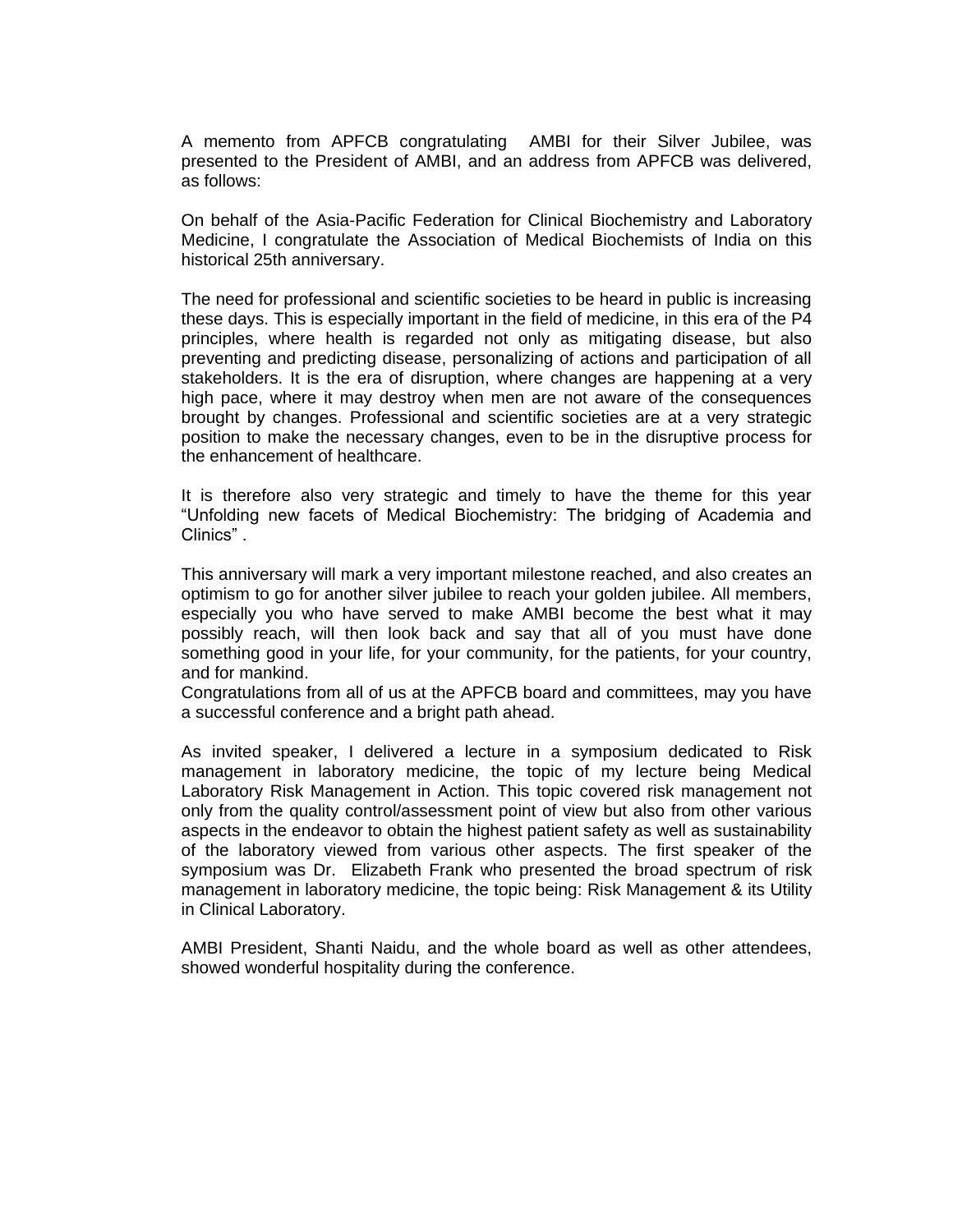A memento from APFCB congratulating AMBI for their Silver Jubilee, was presented to the President of AMBI, and an address from APFCB was delivered, as follows:

On behalf of the Asia-Pacific Federation for Clinical Biochemistry and Laboratory Medicine, I congratulate the Association of Medical Biochemists of India on this historical 25th anniversary.

The need for professional and scientific societies to be heard in public is increasing these days. This is especially important in the field of medicine, in this era of the P4 principles, where health is regarded not only as mitigating disease, but also preventing and predicting disease, personalizing of actions and participation of all stakeholders. It is the era of disruption, where changes are happening at a very high pace, where it may destroy when men are not aware of the consequences brought by changes. Professional and scientific societies are at a very strategic position to make the necessary changes, even to be in the disruptive process for the enhancement of healthcare.

It is therefore also very strategic and timely to have the theme for this year "Unfolding new facets of Medical Biochemistry: The bridging of Academia and Clinics" .

This anniversary will mark a very important milestone reached, and also creates an optimism to go for another silver jubilee to reach your golden jubilee. All members, especially you who have served to make AMBI become the best what it may possibly reach, will then look back and say that all of you must have done something good in your life, for your community, for the patients, for your country, and for mankind.
Congratulations from all of us at the APFCB board and committees, may you have a successful conference and a bright path ahead.

As invited speaker, I delivered a lecture in a symposium dedicated to Risk management in laboratory medicine, the topic of my lecture being Medical Laboratory Risk Management in Action. This topic covered risk management not only from the quality control/assessment point of view but also from other various aspects in the endeavor to obtain the highest patient safety as well as sustainability of the laboratory viewed from various other aspects. The first speaker of the symposium was Dr. Elizabeth Frank who presented the broad spectrum of risk management in laboratory medicine, the topic being: Risk Management & its Utility in Clinical Laboratory.

AMBI President, Shanti Naidu, and the whole board as well as other attendees, showed wonderful hospitality during the conference.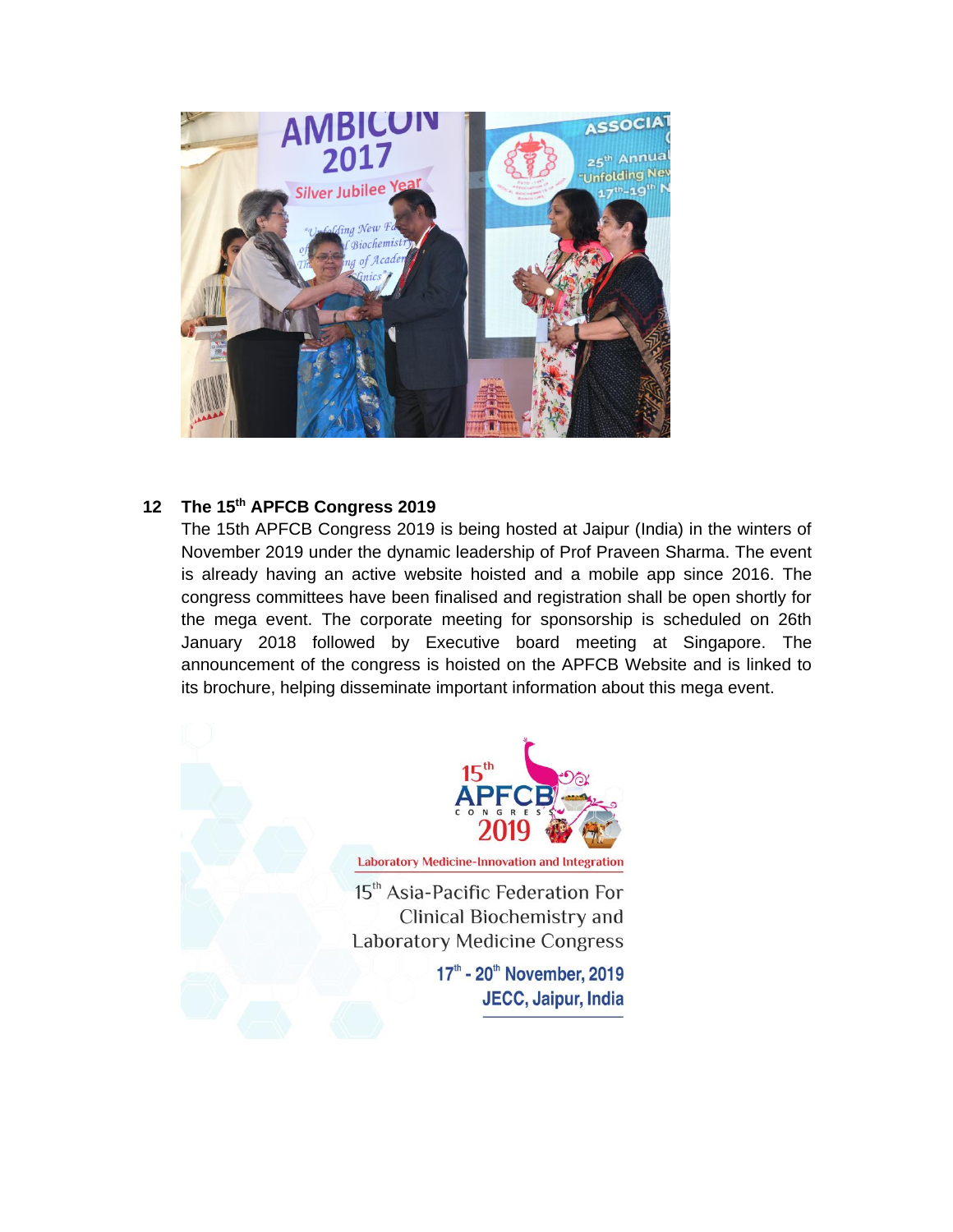## 12 The 15th APFCB Congress 2019

The 15th APFCB Congress 2019 is being hosted at Jaipur (India) in the winters of November 2019 under the dynamic leadership of Prof Praveen Sharma. The event is already having an active website hoisted and a mobile app since 2016. The congress committees have been finalised and registration shall be open shortly for the mega event. The corporate meeting for sponsorship is scheduled on 26th January 2018 followed by Executive board meeting at Singapore. The announcement of the congress is hoisted on the APFCB Website and is linked to its brochure, helping disseminate important information about this mega event.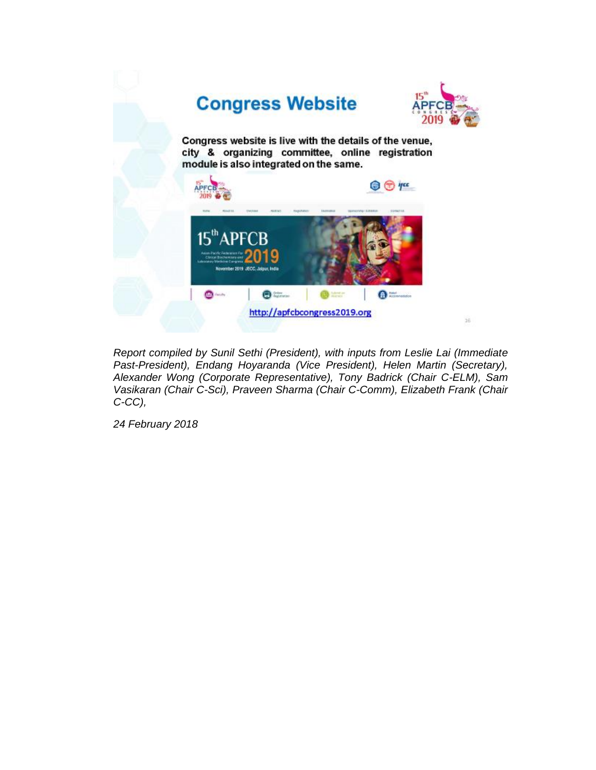## Congress Website

Congress website is live with the details of the venue, city & organizing committee, online registration module is also integrated on the same.

http://apfcbcongress2019.org

*Report compiled by Sunil Sethi (President), with inputs from Leslie Lai (Immediate Past-President), Endang Hoyaranda (Vice President), Helen Martin (Secretary), Alexander Wong (Corporate Representative), Tony Badrick (Chair C-ELM), Sam Vasikaran (Chair C-Sci), Praveen Sharma (Chair C-Comm), Elizabeth Frank (Chair C-CC),*

*24 February 2018*